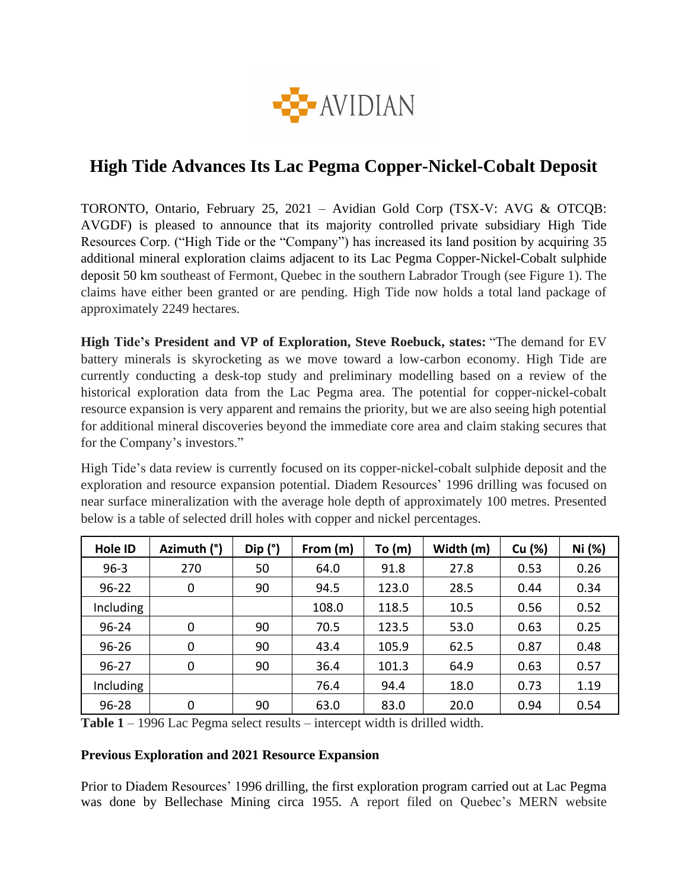AVIDIAN

# High Tide Advances Its Lac Pegma Copper-Nickel-Cobalt Deposit

TORONTO, Ontario, February 25, 2021 – Avidian Gold Corp (TSX-V: AVG & OTCQB: AVGDF) is pleased to announce that its majority controlled private subsidiary High Tide Resources Corp. ("High Tide or the "Company") has increased its land position by acquiring 35 additional mineral exploration claims adjacent to its Lac Pegma Copper-Nickel-Cobalt sulphide deposit 50 km southeast of Fermont, Quebec in the southern Labrador Trough (see Figure 1). The claims have either been granted or are pending. High Tide now holds a total land package of approximately 2249 hectares.

**High Tide's President and VP of Exploration, Steve Roebuck, states:** "The demand for EV battery minerals is skyrocketing as we move toward a low-carbon economy. High Tide are currently conducting a desk-top study and preliminary modelling based on a review of the historical exploration data from the Lac Pegma area. The potential for copper-nickel-cobalt resource expansion is very apparent and remains the priority, but we are also seeing high potential for additional mineral discoveries beyond the immediate core area and claim staking secures that for the Company's investors."

High Tide's data review is currently focused on its copper-nickel-cobalt sulphide deposit and the exploration and resource expansion potential. Diadem Resources' 1996 drilling was focused on near surface mineralization with the average hole depth of approximately 100 metres. Presented below is a table of selected drill holes with copper and nickel percentages.

| Hole ID | Azimuth (°) | Dip (°) | From (m) | To (m) | Width (m) | Cu (%) | Ni (%) |
|---|---|---|---|---|---|---|---|
| 96-3 | 270 | 50 | 64.0 | 91.8 | 27.8 | 0.53 | 0.26 |
| 96-22 | 0 | 90 | 94.5 | 123.0 | 28.5 | 0.44 | 0.34 |
| Including | | | 108.0 | 118.5 | 10.5 | 0.56 | 0.52 |
| 96-24 | 0 | 90 | 70.5 | 123.5 | 53.0 | 0.63 | 0.25 |
| 96-26 | 0 | 90 | 43.4 | 105.9 | 62.5 | 0.87 | 0.48 |
| 96-27 | 0 | 90 | 36.4 | 101.3 | 64.9 | 0.63 | 0.57 |
| Including | | | 76.4 | 94.4 | 18.0 | 0.73 | 1.19 |
| 96-28 | 0 | 90 | 63.0 | 83.0 | 20.0 | 0.94 | 0.54 |

**Table 1** – 1996 Lac Pegma select results – intercept width is drilled width.

**Previous Exploration and 2021 Resource Expansion**

Prior to Diadem Resources' 1996 drilling, the first exploration program carried out at Lac Pegma was done by Bellechase Mining circa 1955. A report filed on Quebec's MERN website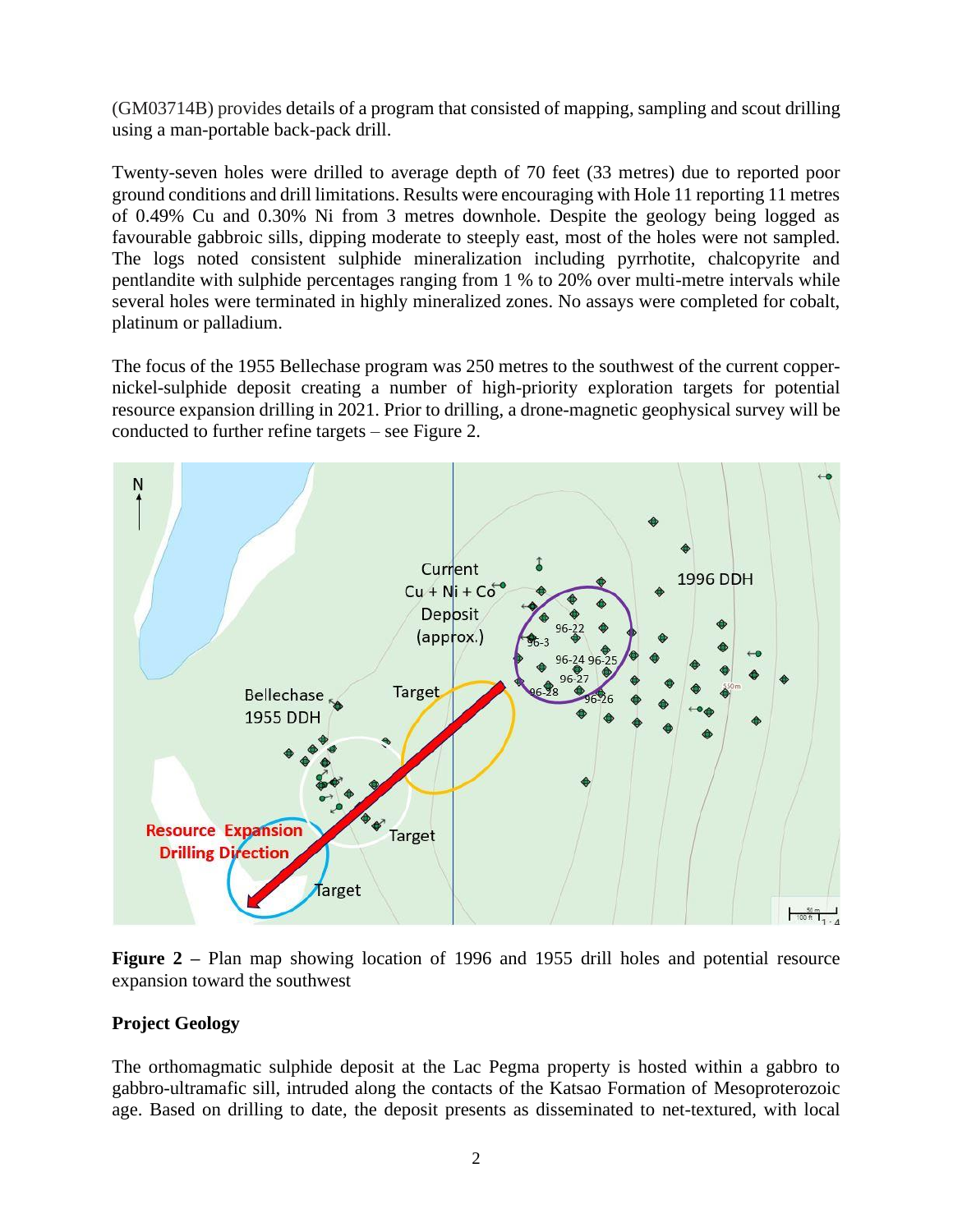(GM03714B) provides details of a program that consisted of mapping, sampling and scout drilling using a man-portable back-pack drill.

Twenty-seven holes were drilled to average depth of 70 feet (33 metres) due to reported poor ground conditions and drill limitations. Results were encouraging with Hole 11 reporting 11 metres of 0.49% Cu and 0.30% Ni from 3 metres downhole. Despite the geology being logged as favourable gabbroic sills, dipping moderate to steeply east, most of the holes were not sampled. The logs noted consistent sulphide mineralization including pyrrhotite, chalcopyrite and pentlandite with sulphide percentages ranging from 1 % to 20% over multi-metre intervals while several holes were terminated in highly mineralized zones. No assays were completed for cobalt, platinum or palladium.

The focus of the 1955 Bellechase program was 250 metres to the southwest of the current copper-nickel-sulphide deposit creating a number of high-priority exploration targets for potential resource expansion drilling in 2021. Prior to drilling, a drone-magnetic geophysical survey will be conducted to further refine targets – see Figure 2.

**Figure 2** – Plan map showing location of 1996 and 1955 drill holes and potential resource expansion toward the southwest

**Project Geology**

The orthomagmatic sulphide deposit at the Lac Pegma property is hosted within a gabbro to gabbro-ultramafic sill, intruded along the contacts of the Katsao Formation of Mesoproterozoic age. Based on drilling to date, the deposit presents as disseminated to net-textured, with local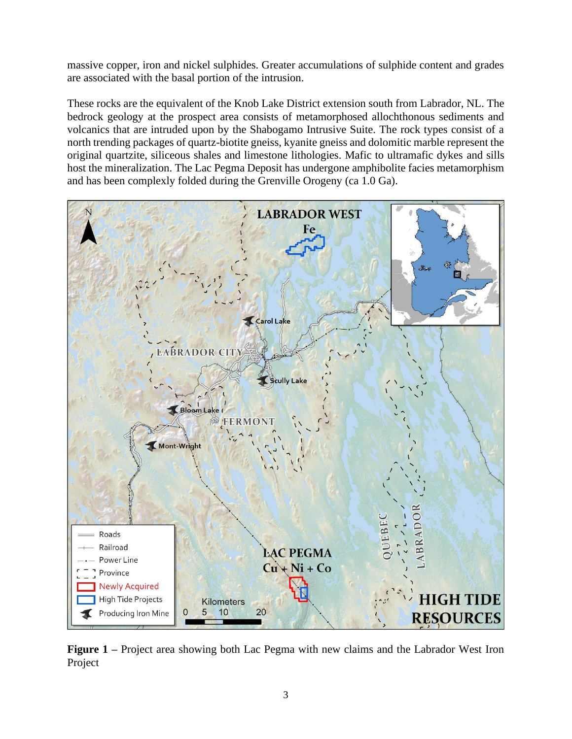massive copper, iron and nickel sulphides. Greater accumulations of sulphide content and grades are associated with the basal portion of the intrusion.

These rocks are the equivalent of the Knob Lake District extension south from Labrador, NL. The bedrock geology at the prospect area consists of metamorphosed allochthonous sediments and volcanics that are intruded upon by the Shabogamo Intrusive Suite. The rock types consist of a north trending packages of quartz-biotite gneiss, kyanite gneiss and dolomitic marble represent the original quartzite, siliceous shales and limestone lithologies. Mafic to ultramafic dykes and sills host the mineralization. The Lac Pegma Deposit has undergone amphibolite facies metamorphism and has been complexly folded during the Grenville Orogeny (ca 1.0 Ga).

**Figure 1** – Project area showing both Lac Pegma with new claims and the Labrador West Iron Project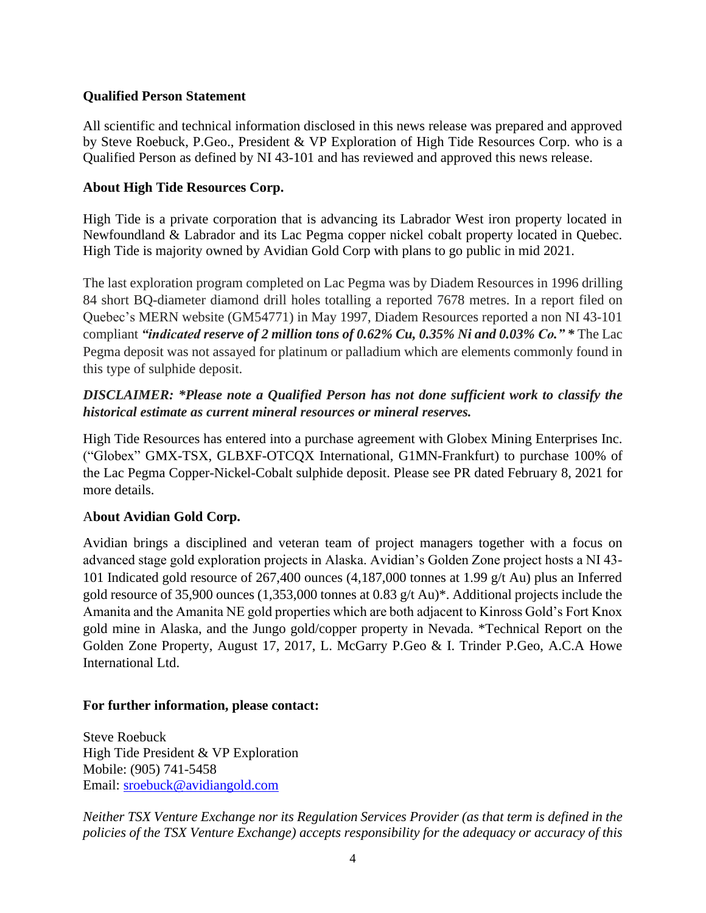**Qualified Person Statement**

All scientific and technical information disclosed in this news release was prepared and approved by Steve Roebuck, P.Geo., President & VP Exploration of High Tide Resources Corp. who is a Qualified Person as defined by NI 43-101 and has reviewed and approved this news release.

**About High Tide Resources Corp.**

High Tide is a private corporation that is advancing its Labrador West iron property located in Newfoundland & Labrador and its Lac Pegma copper nickel cobalt property located in Quebec. High Tide is majority owned by Avidian Gold Corp with plans to go public in mid 2021.

The last exploration program completed on Lac Pegma was by Diadem Resources in 1996 drilling 84 short BQ-diameter diamond drill holes totalling a reported 7678 metres. In a report filed on Quebec's MERN website (GM54771) in May 1997, Diadem Resources reported a non NI 43-101 compliant ***"indicated reserve of 2 million tons of 0.62% Cu, 0.35% Ni and 0.03% Co." **** The Lac Pegma deposit was not assayed for platinum or palladium which are elements commonly found in this type of sulphide deposit.

***DISCLAIMER: *Please note a Qualified Person has not done sufficient work to classify the historical estimate as current mineral resources or mineral reserves.***

High Tide Resources has entered into a purchase agreement with Globex Mining Enterprises Inc. ("Globex" GMX-TSX, GLBXF-OTCQX International, G1MN-Frankfurt) to purchase 100% of the Lac Pegma Copper-Nickel-Cobalt sulphide deposit. Please see PR dated February 8, 2021 for more details.

A**bout Avidian Gold Corp.**

Avidian brings a disciplined and veteran team of project managers together with a focus on advanced stage gold exploration projects in Alaska. Avidian's Golden Zone project hosts a NI 43-101 Indicated gold resource of 267,400 ounces (4,187,000 tonnes at 1.99 g/t Au) plus an Inferred gold resource of 35,900 ounces (1,353,000 tonnes at 0.83 g/t Au)*. Additional projects include the Amanita and the Amanita NE gold properties which are both adjacent to Kinross Gold's Fort Knox gold mine in Alaska, and the Jungo gold/copper property in Nevada. *Technical Report on the Golden Zone Property, August 17, 2017, L. McGarry P.Geo & I. Trinder P.Geo, A.C.A Howe International Ltd.

**For further information, please contact:**

Steve Roebuck
High Tide President & VP Exploration
Mobile: (905) 741-5458
Email: sroebuck@avidiangold.com

*Neither TSX Venture Exchange nor its Regulation Services Provider (as that term is defined in the policies of the TSX Venture Exchange) accepts responsibility for the adequacy or accuracy of this*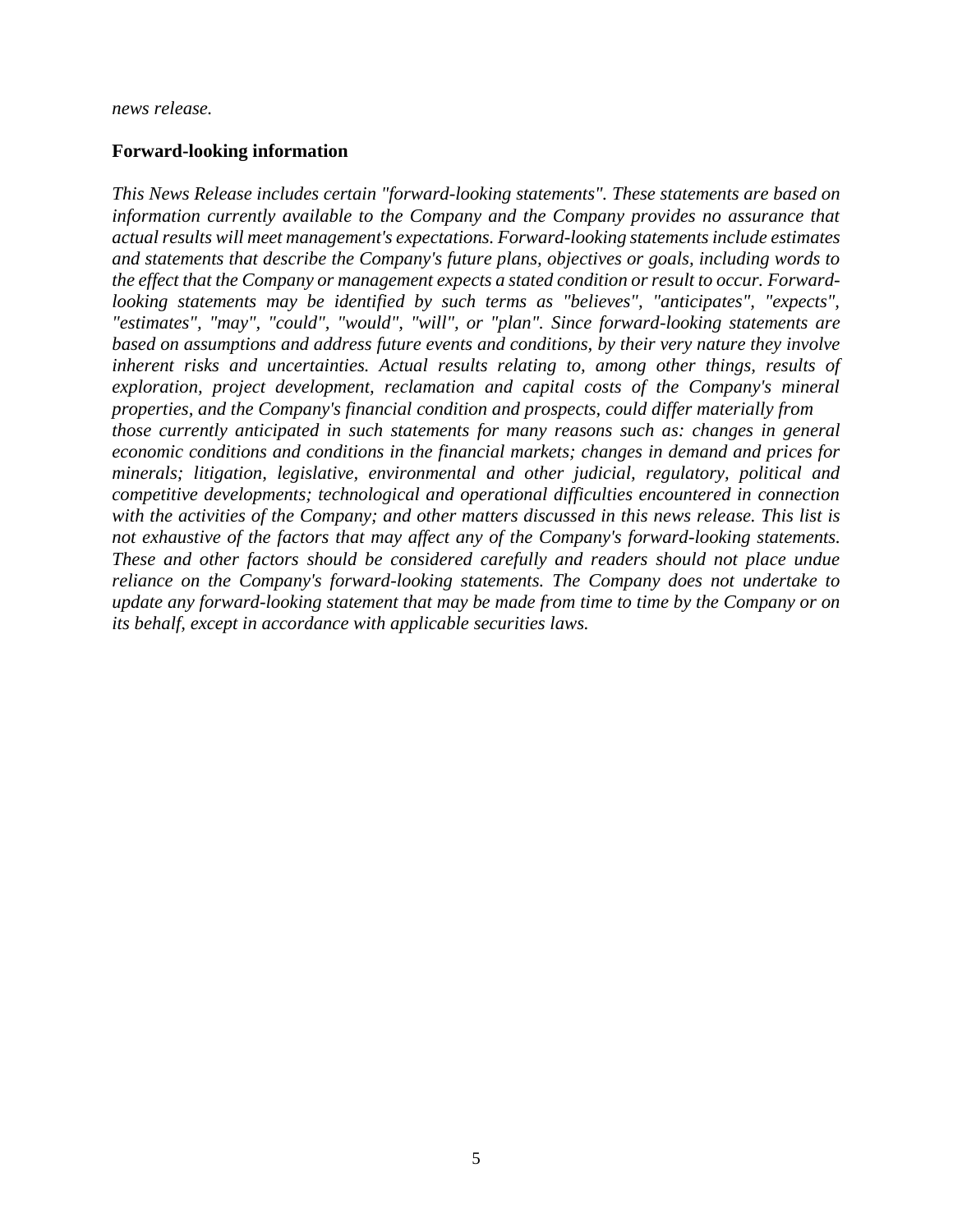*news release.*

**Forward-looking information**

*This News Release includes certain "forward-looking statements". These statements are based on information currently available to the Company and the Company provides no assurance that actual results will meet management's expectations. Forward-looking statements include estimates and statements that describe the Company's future plans, objectives or goals, including words to the effect that the Company or management expects a stated condition or result to occur. Forward-looking statements may be identified by such terms as "believes", "anticipates", "expects", "estimates", "may", "could", "would", "will", or "plan". Since forward-looking statements are based on assumptions and address future events and conditions, by their very nature they involve inherent risks and uncertainties. Actual results relating to, among other things, results of exploration, project development, reclamation and capital costs of the Company's mineral properties, and the Company's financial condition and prospects, could differ materially from those currently anticipated in such statements for many reasons such as: changes in general economic conditions and conditions in the financial markets; changes in demand and prices for minerals; litigation, legislative, environmental and other judicial, regulatory, political and competitive developments; technological and operational difficulties encountered in connection with the activities of the Company; and other matters discussed in this news release. This list is not exhaustive of the factors that may affect any of the Company's forward-looking statements. These and other factors should be considered carefully and readers should not place undue reliance on the Company's forward-looking statements. The Company does not undertake to update any forward-looking statement that may be made from time to time by the Company or on its behalf, except in accordance with applicable securities laws.*